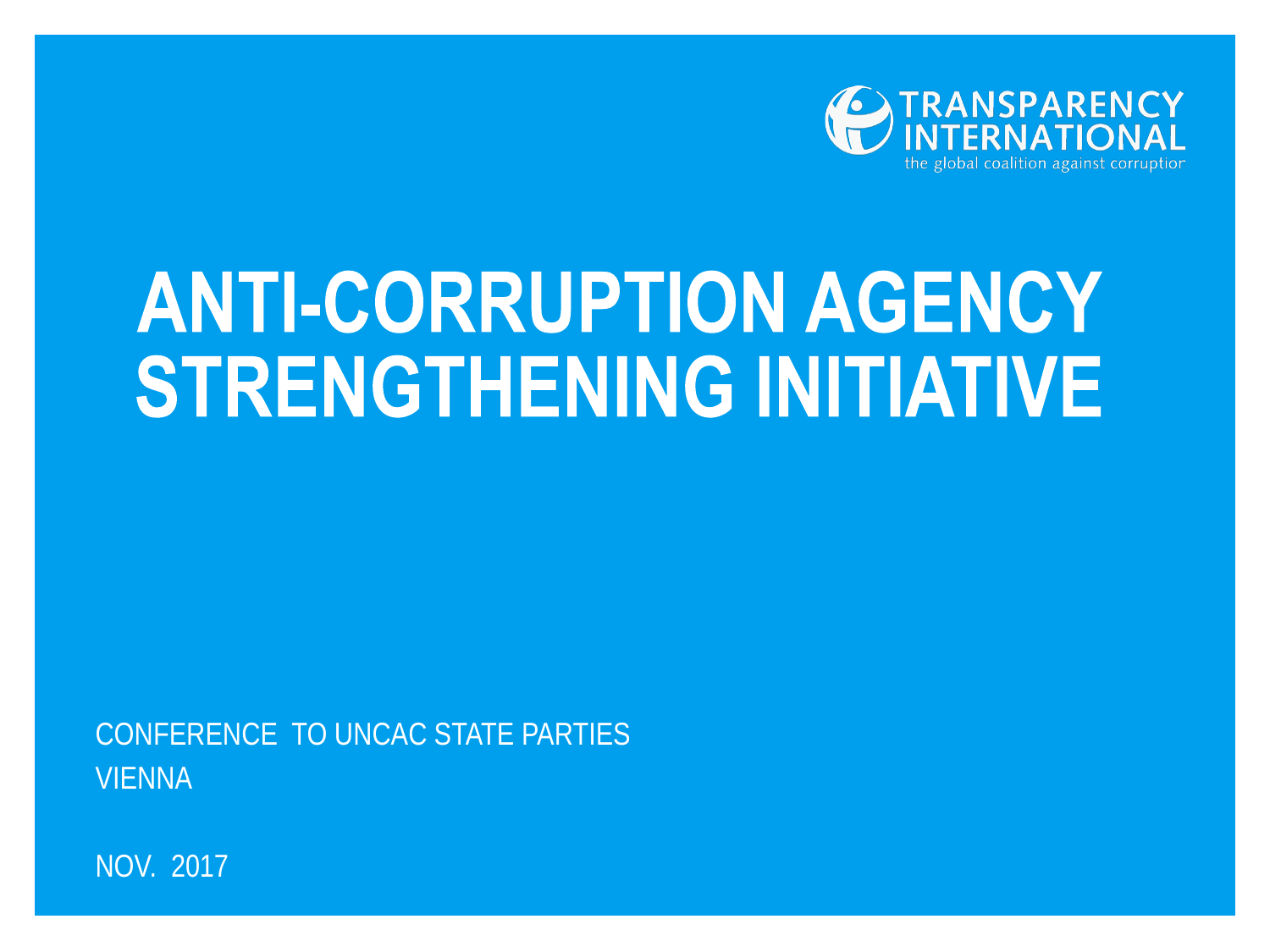TRANSPARENCY INTERNATIONAL
the global coalition against corruption

# ANTI-CORRUPTION AGENCY STRENGTHENING INITIATIVE

CONFERENCE TO UNCAC STATE PARTIES
VIENNA

NOV. 2017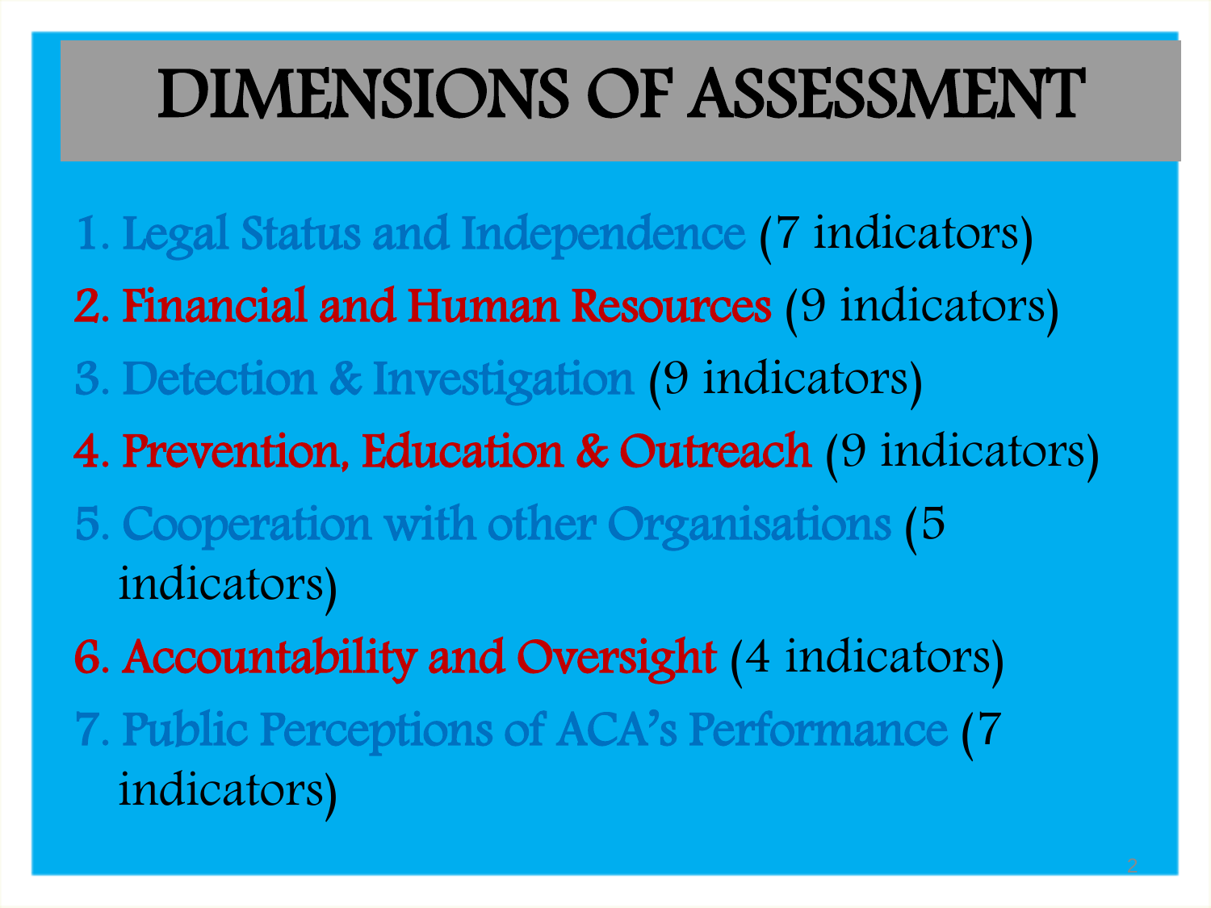# DIMENSIONS OF ASSESSMENT

1. Legal Status and Independence (7 indicators)
2. Financial and Human Resources (9 indicators)
3. Detection & Investigation (9 indicators)
4. Prevention, Education & Outreach (9 indicators)
5. Cooperation with other Organisations (5 indicators)
6. Accountability and Oversight (4 indicators)
7. Public Perceptions of ACA's Performance (7 indicators)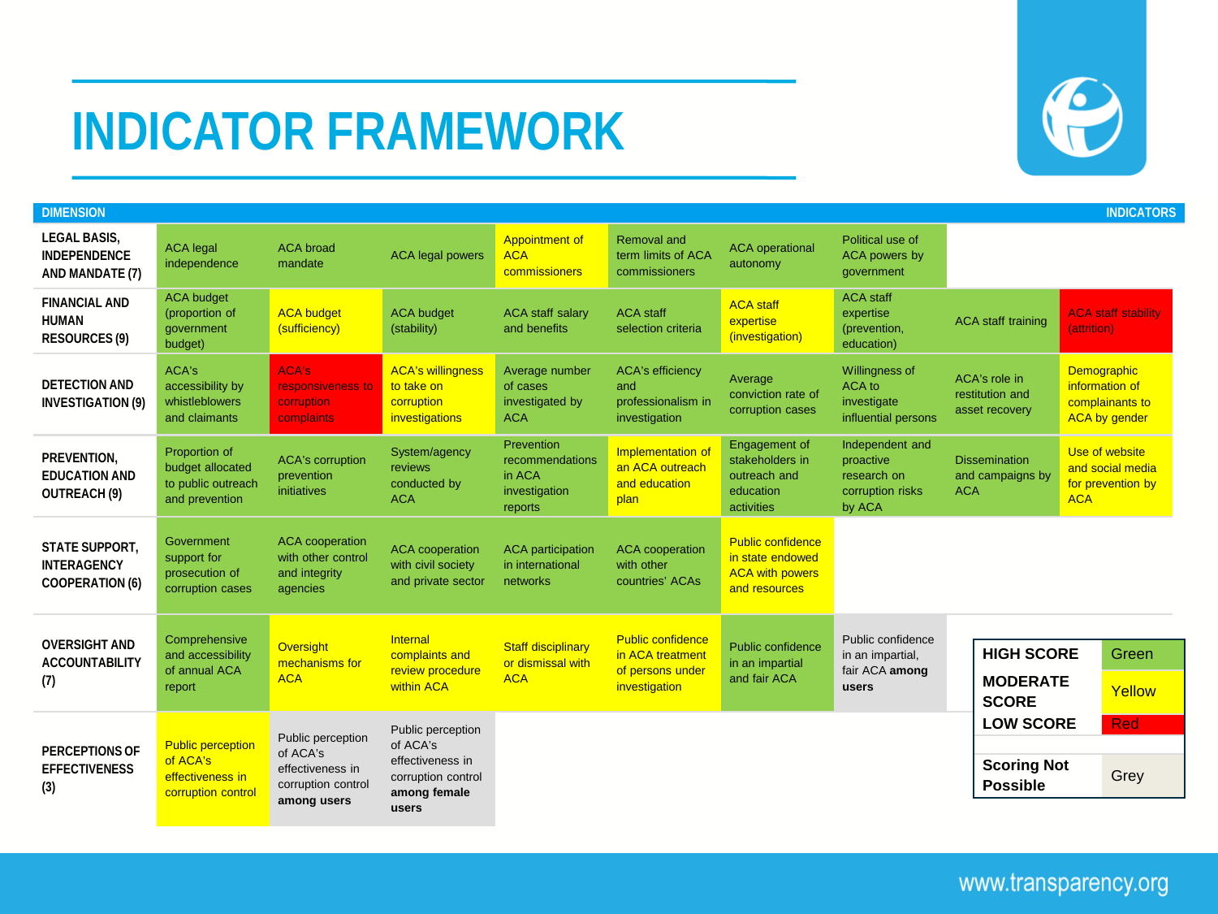# INDICATOR FRAMEWORK

| DIMENSION | INDICATORS | | | | | | | | |
|---|---|---|---|---|---|---|---|---|---|
| LEGAL BASIS, INDEPENDENCE AND MANDATE (7) | ACA legal independence | ACA broad mandate | ACA legal powers | Appointment of ACA commissioners | Removal and term limits of ACA commissioners | ACA operational autonomy | Political use of ACA powers by government | | |
| FINANCIAL AND HUMAN RESOURCES (9) | ACA budget (proportion of government budget) | ACA budget (sufficiency) | ACA budget (stability) | ACA staff salary and benefits | ACA staff selection criteria | ACA staff expertise (investigation) | ACA staff expertise (prevention, education) | ACA staff training | ACA staff stability (attrition) |
| DETECTION AND INVESTIGATION (9) | ACA's accessibility by whistleblowers and claimants | ACA's responsiveness to corruption complaints | ACA's willingness to take on corruption investigations | Average number of cases investigated by ACA | ACA's efficiency and professionalism in investigation | Average conviction rate of corruption cases | Willingness of ACA to investigate influential persons | ACA's role in restitution and asset recovery | Demographic information of complainants to ACA by gender |
| PREVENTION, EDUCATION AND OUTREACH (9) | Proportion of budget allocated to public outreach and prevention | ACA's corruption prevention initiatives | System/agency reviews conducted by ACA | Prevention recommendations in ACA investigation reports | Implementation of an ACA outreach and education plan | Engagement of stakeholders in outreach and education activities | Independent and proactive research on corruption risks by ACA | Dissemination and campaigns by ACA | Use of website and social media for prevention by ACA |
| STATE SUPPORT, INTERAGENCY COOPERATION (6) | Government support for prosecution of corruption cases | ACA cooperation with other control and integrity agencies | ACA cooperation with civil society and private sector | ACA participation in international networks | ACA cooperation with other countries' ACAs | Public confidence in state endowed ACA with powers and resources | | | |
| OVERSIGHT AND ACCOUNTABILITY (7) | Comprehensive and accessibility of annual ACA report | Oversight mechanisms for ACA | Internal complaints and review procedure within ACA | Staff disciplinary or dismissal with ACA | Public confidence in ACA treatment of persons under investigation | Public confidence in an impartial and fair ACA | Public confidence in an impartial, fair ACA **among users** | | |
| PERCEPTIONS OF EFFECTIVENESS (3) | Public perception of ACA's effectiveness in corruption control | Public perception of ACA's effectiveness in corruption control **among users** | Public perception of ACA's effectiveness in corruption control **among female users** | | | | | | |

| Score | Colour |
|---|---|
| **HIGH SCORE** | Green |
| **MODERATE SCORE** | Yellow |
| **LOW SCORE** | Red |
| **Scoring Not Possible** | Grey |

Colour coding of indicators:

- **Yellow (Moderate score):** Appointment of ACA commissioners; ACA budget (sufficiency); ACA staff expertise (investigation); ACA's willingness to take on corruption investigations; Demographic information of complainants to ACA by gender; Implementation of an ACA outreach and education plan; Use of website and social media for prevention by ACA; Public confidence in state endowed ACA with powers and resources; Oversight mechanisms for ACA; Internal complaints and review procedure within ACA; Staff disciplinary or dismissal with ACA; Public confidence in ACA treatment of persons under investigation; Public perception of ACA's effectiveness in corruption control.
- **Red (Low score):** ACA staff stability (attrition); ACA's responsiveness to corruption complaints.
- **Grey (Scoring not possible):** Public confidence in an impartial, fair ACA among users; Public perception of ACA's effectiveness in corruption control among users; Public perception of ACA's effectiveness in corruption control among female users.
- **Green (High score):** All other indicators.

www.transparency.org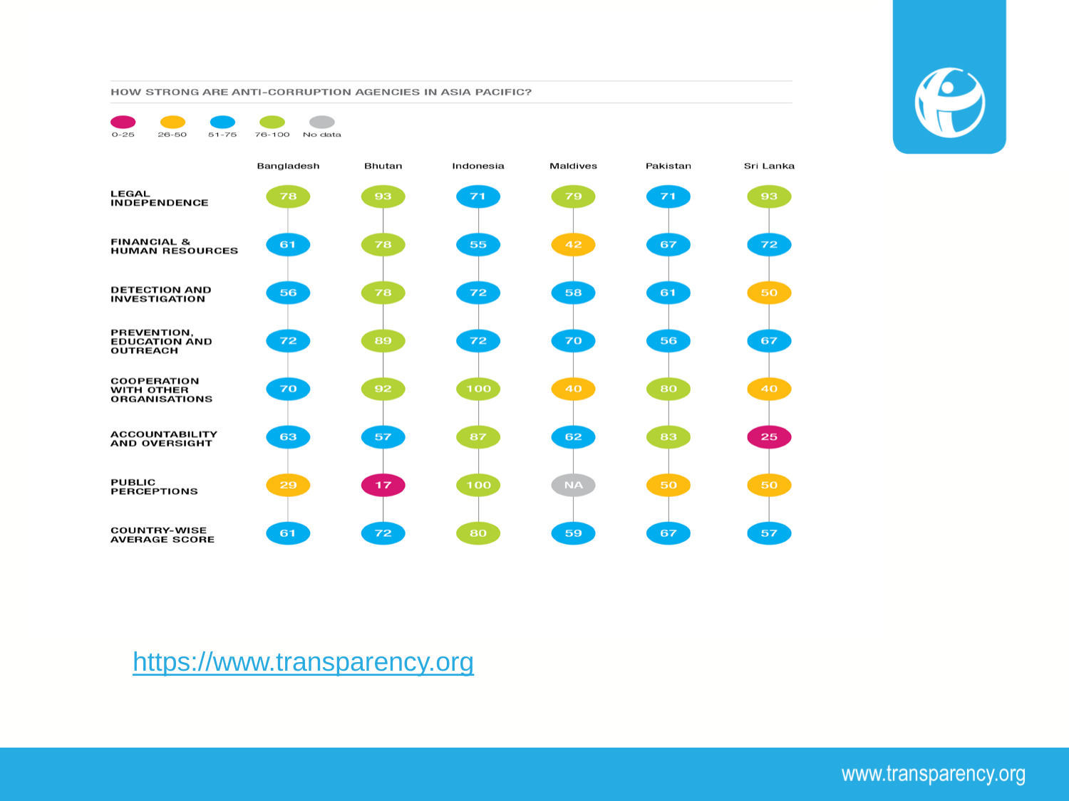HOW STRONG ARE ANTI-CORRUPTION AGENCIES IN ASIA PACIFIC?

Legend: 0-25 | 26-50 | 51-75 | 76-100 | No data

| | Bangladesh | Bhutan | Indonesia | Maldives | Pakistan | Sri Lanka |
|---|---|---|---|---|---|---|
| LEGAL INDEPENDENCE | 78 | 93 | 71 | 79 | 71 | 93 |
| FINANCIAL & HUMAN RESOURCES | 61 | 78 | 55 | 42 | 67 | 72 |
| DETECTION AND INVESTIGATION | 56 | 78 | 72 | 58 | 61 | 50 |
| PREVENTION, EDUCATION AND OUTREACH | 72 | 89 | 72 | 70 | 56 | 67 |
| COOPERATION WITH OTHER ORGANISATIONS | 70 | 92 | 100 | 40 | 80 | 40 |
| ACCOUNTABILITY AND OVERSIGHT | 63 | 57 | 87 | 62 | 83 | 25 |
| PUBLIC PERCEPTIONS | 29 | 17 | 100 | NA | 50 | 50 |
| COUNTRY-WISE AVERAGE SCORE | 61 | 72 | 80 | 59 | 67 | 57 |

https://www.transparency.org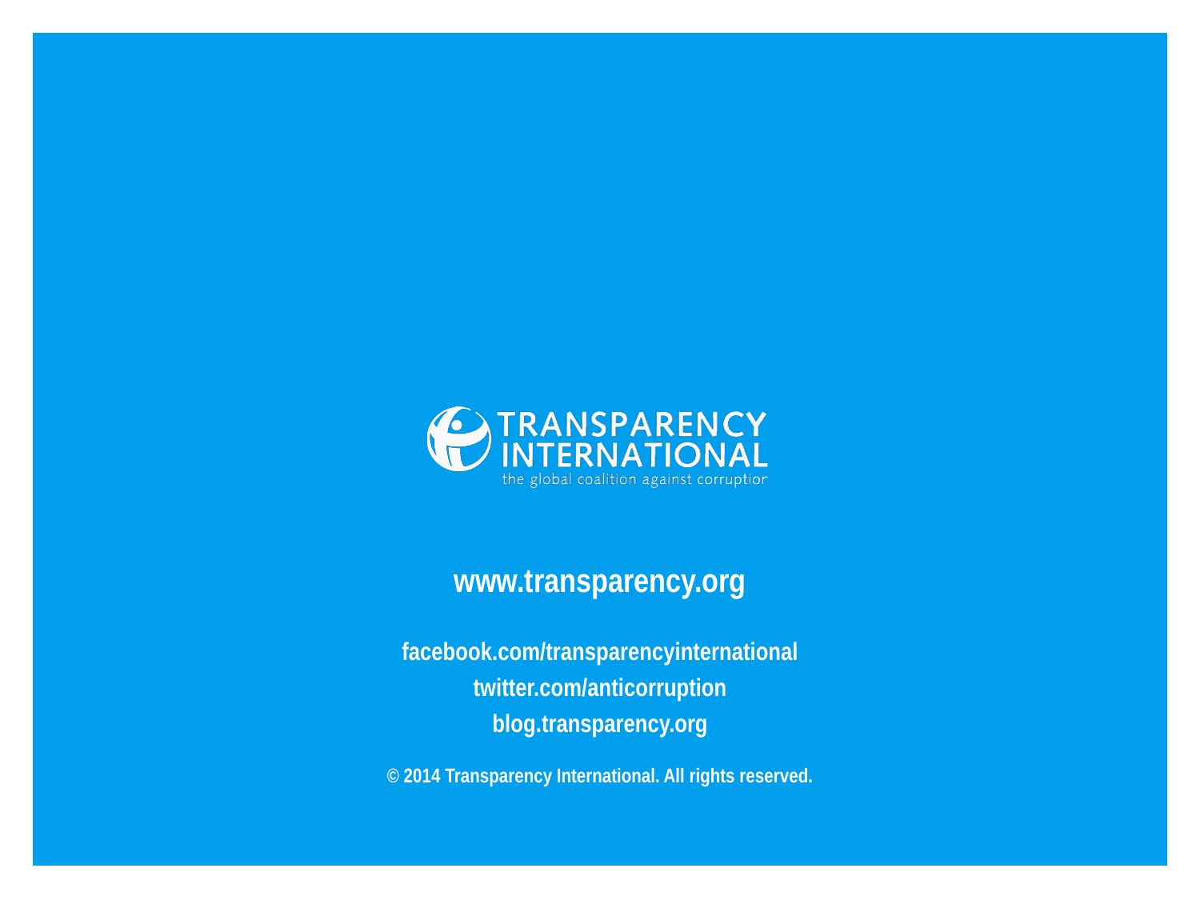TRANSPARENCY INTERNATIONAL

the global coalition against corruption

**www.transparency.org**

**facebook.com/transparencyinternational**

**twitter.com/anticorruption**

**blog.transparency.org**

**© 2014 Transparency International. All rights reserved.**